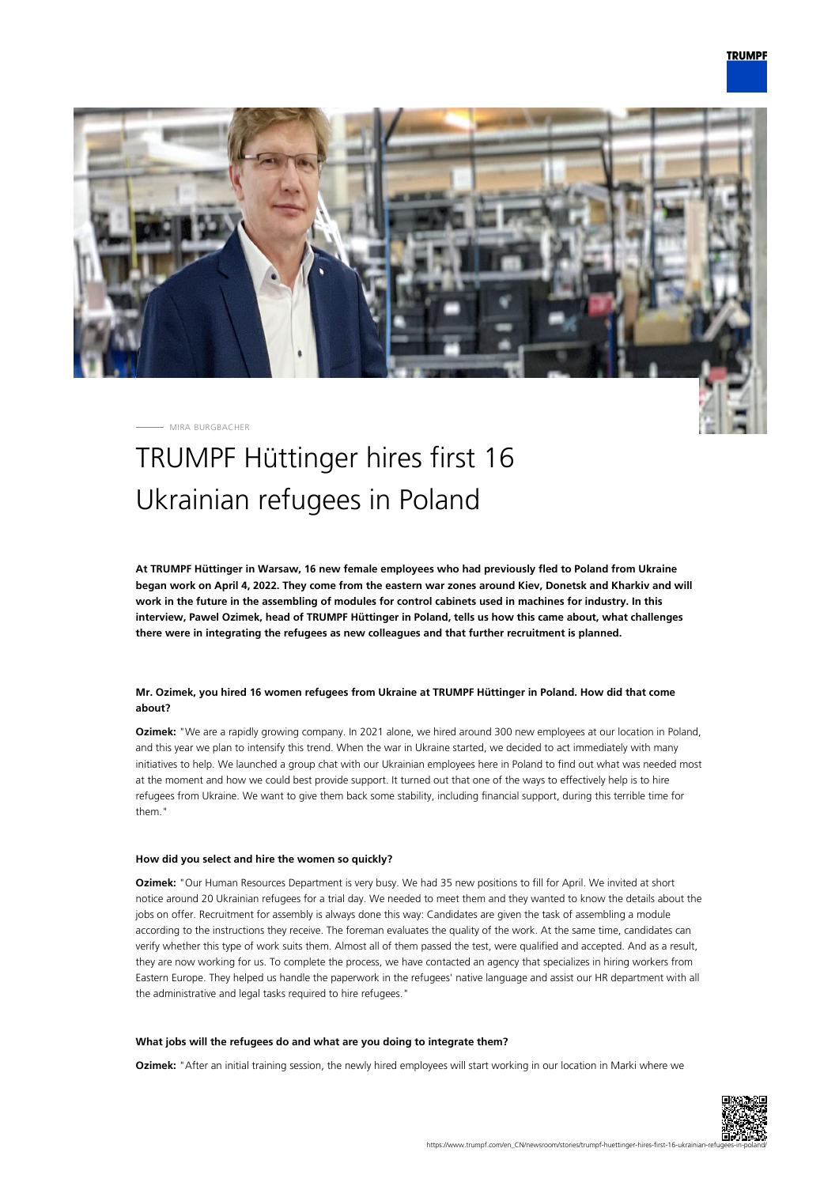MIRA BURGBACHER

# TRUMPF Hüttinger hires first 16 Ukrainian refugees in Poland

**At TRUMPF Hüttinger in Warsaw, 16 new female employees who had previously fled to Poland from Ukraine began work on April 4, 2022. They come from the eastern war zones around Kiev, Donetsk and Kharkiv and will work in the future in the assembling of modules for control cabinets used in machines for industry. In this interview, Pawel Ozimek, head of TRUMPF Hüttinger in Poland, tells us how this came about, what challenges there were in integrating the refugees as new colleagues and that further recruitment is planned.**

#### Mr. Ozimek, you hired 16 women refugees from Ukraine at TRUMPF Hüttinger in Poland. How did that come about?

**Ozimek:** "We are a rapidly growing company. In 2021 alone, we hired around 300 new employees at our location in Poland, and this year we plan to intensify this trend. When the war in Ukraine started, we decided to act immediately with many initiatives to help. We launched a group chat with our Ukrainian employees here in Poland to find out what was needed most at the moment and how we could best provide support. It turned out that one of the ways to effectively help is to hire refugees from Ukraine. We want to give them back some stability, including financial support, during this terrible time for them."

#### How did you select and hire the women so quickly?

**Ozimek:** "Our Human Resources Department is very busy. We had 35 new positions to fill for April. We invited at short notice around 20 Ukrainian refugees for a trial day. We needed to meet them and they wanted to know the details about the jobs on offer. Recruitment for assembly is always done this way: Candidates are given the task of assembling a module according to the instructions they receive. The foreman evaluates the quality of the work. At the same time, candidates can verify whether this type of work suits them. Almost all of them passed the test, were qualified and accepted. And as a result, they are now working for us. To complete the process, we have contacted an agency that specializes in hiring workers from Eastern Europe. They helped us handle the paperwork in the refugees' native language and assist our HR department with all the administrative and legal tasks required to hire refugees."

#### What jobs will the refugees do and what are you doing to integrate them?

**Ozimek:** "After an initial training session, the newly hired employees will start working in our location in Marki where we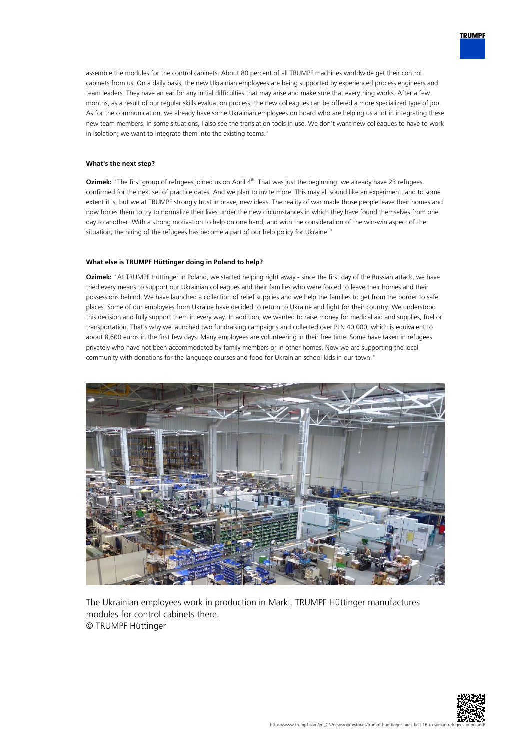assemble the modules for the control cabinets. About 80 percent of all TRUMPF machines worldwide get their control cabinets from us. On a daily basis, the new Ukrainian employees are being supported by experienced process engineers and team leaders. They have an ear for any initial difficulties that may arise and make sure that everything works. After a few months, as a result of our regular skills evaluation process, the new colleagues can be offered a more specialized type of job. As for the communication, we already have some Ukrainian employees on board who are helping us a lot in integrating these new team members. In some situations, I also see the translation tools in use. We don't want new colleagues to have to work in isolation; we want to integrate them into the existing teams."

#### What's the next step?

**Ozimek:** "The first group of refugees joined us on April 4th. That was just the beginning: we already have 23 refugees confirmed for the next set of practice dates. And we plan to invite more. This may all sound like an experiment, and to some extent it is, but we at TRUMPF strongly trust in brave, new ideas. The reality of war made those people leave their homes and now forces them to try to normalize their lives under the new circumstances in which they have found themselves from one day to another. With a strong motivation to help on one hand, and with the consideration of the win-win aspect of the situation, the hiring of the refugees has become a part of our help policy for Ukraine."

#### What else is TRUMPF Hüttinger doing in Poland to help?

**Ozimek:** "At TRUMPF Hüttinger in Poland, we started helping right away - since the first day of the Russian attack, we have tried every means to support our Ukrainian colleagues and their families who were forced to leave their homes and their possessions behind. We have launched a collection of relief supplies and we help the families to get from the border to safe places. Some of our employees from Ukraine have decided to return to Ukraine and fight for their country. We understood this decision and fully support them in every way. In addition, we wanted to raise money for medical aid and supplies, fuel or transportation. That's why we launched two fundraising campaigns and collected over PLN 40,000, which is equivalent to about 8,600 euros in the first few days. Many employees are volunteering in their free time. Some have taken in refugees privately who have not been accommodated by family members or in other homes. Now we are supporting the local community with donations for the language courses and food for Ukrainian school kids in our town."

The Ukrainian employees work in production in Marki. TRUMPF Hüttinger manufactures modules for control cabinets there.
© TRUMPF Hüttinger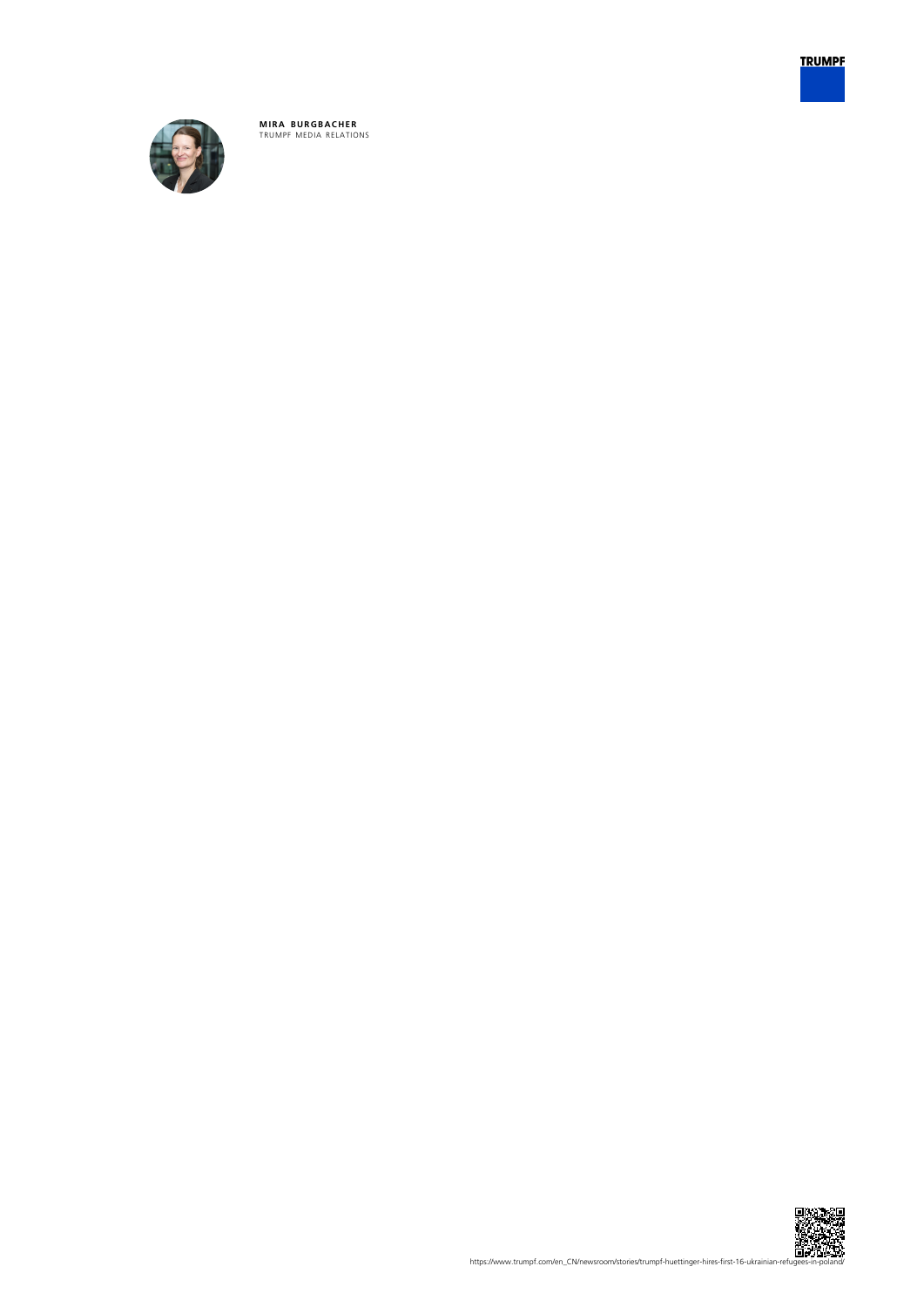**MIRA BURGBACHER**
TRUMPF MEDIA RELATIONS